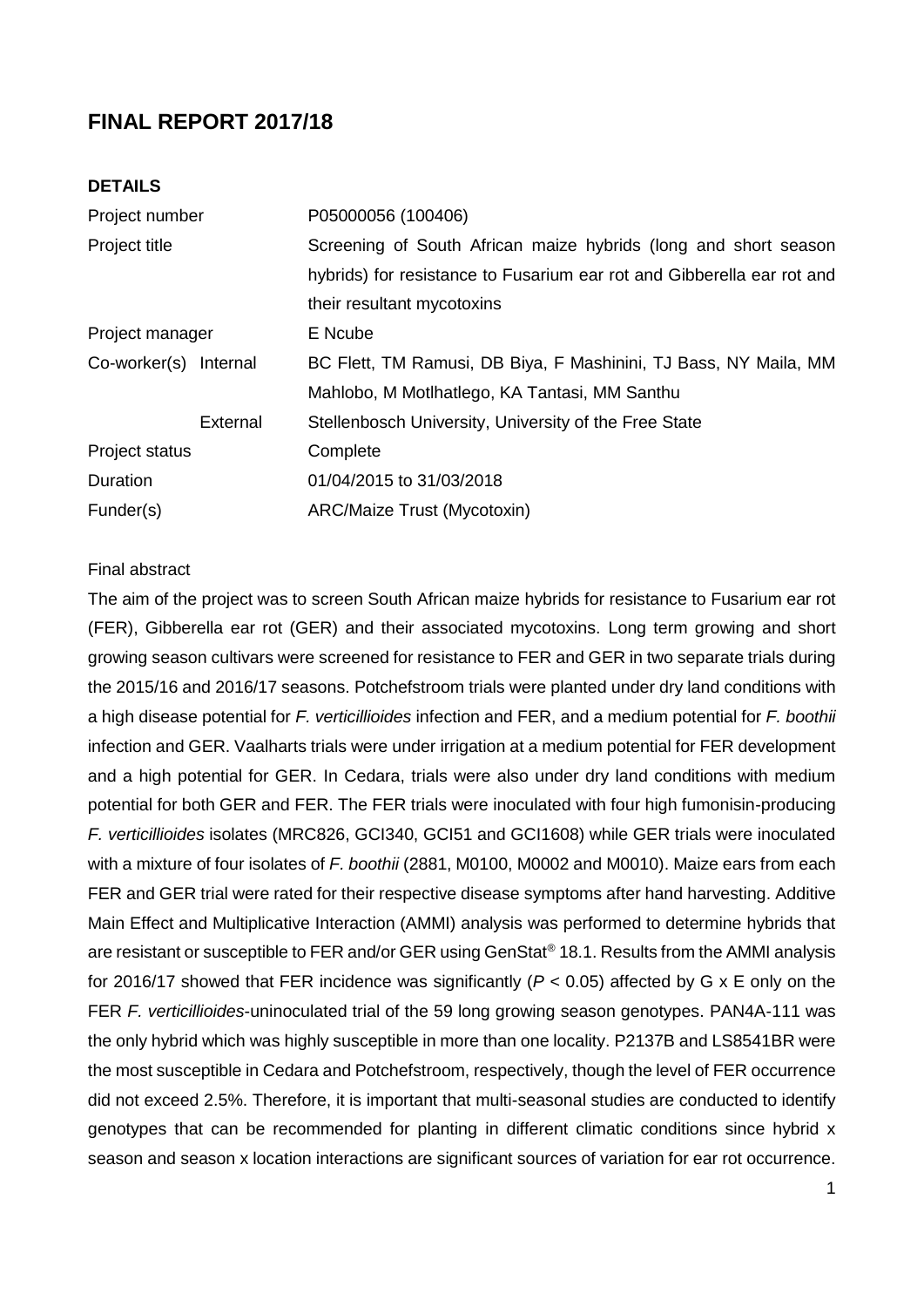# FINAL REPORT 2017/18

## DETAILS

| | |
|---|---|
| Project number | P05000056 (100406) |
| Project title | Screening of South African maize hybrids (long and short season hybrids) for resistance to Fusarium ear rot and Gibberella ear rot and their resultant mycotoxins |
| Project manager | E Ncube |
| Co-worker(s) Internal | BC Flett, TM Ramusi, DB Biya, F Mashinini, TJ Bass, NY Maila, MM Mahlobo, M Motlhatlego, KA Tantasi, MM Santhu |
| External | Stellenbosch University, University of the Free State |
| Project status | Complete |
| Duration | 01/04/2015 to 31/03/2018 |
| Funder(s) | ARC/Maize Trust (Mycotoxin) |

Final abstract

The aim of the project was to screen South African maize hybrids for resistance to Fusarium ear rot (FER), Gibberella ear rot (GER) and their associated mycotoxins. Long term growing and short growing season cultivars were screened for resistance to FER and GER in two separate trials during the 2015/16 and 2016/17 seasons. Potchefstroom trials were planted under dry land conditions with a high disease potential for *F. verticillioides* infection and FER, and a medium potential for *F. boothii* infection and GER. Vaalharts trials were under irrigation at a medium potential for FER development and a high potential for GER. In Cedara, trials were also under dry land conditions with medium potential for both GER and FER. The FER trials were inoculated with four high fumonisin-producing *F. verticillioides* isolates (MRC826, GCI340, GCI51 and GCI1608) while GER trials were inoculated with a mixture of four isolates of *F. boothii* (2881, M0100, M0002 and M0010). Maize ears from each FER and GER trial were rated for their respective disease symptoms after hand harvesting. Additive Main Effect and Multiplicative Interaction (AMMI) analysis was performed to determine hybrids that are resistant or susceptible to FER and/or GER using GenStat® 18.1. Results from the AMMI analysis for 2016/17 showed that FER incidence was significantly ($P < 0.05$) affected by G x E only on the FER *F. verticillioides*-uninoculated trial of the 59 long growing season genotypes. PAN4A-111 was the only hybrid which was highly susceptible in more than one locality. P2137B and LS8541BR were the most susceptible in Cedara and Potchefstroom, respectively, though the level of FER occurrence did not exceed 2.5%. Therefore, it is important that multi-seasonal studies are conducted to identify genotypes that can be recommended for planting in different climatic conditions since hybrid x season and season x location interactions are significant sources of variation for ear rot occurrence.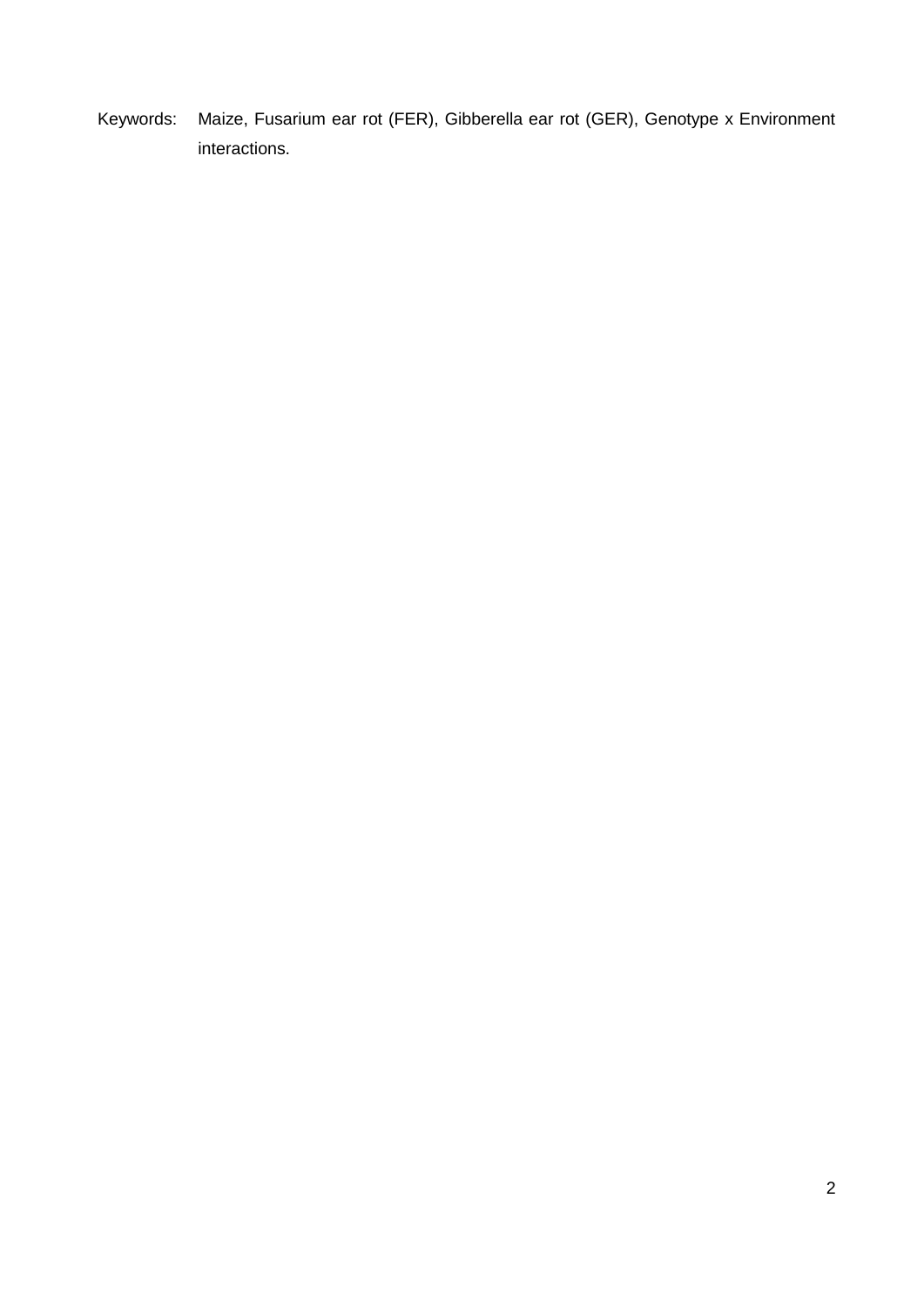Keywords: Maize, Fusarium ear rot (FER), Gibberella ear rot (GER), Genotype x Environment interactions.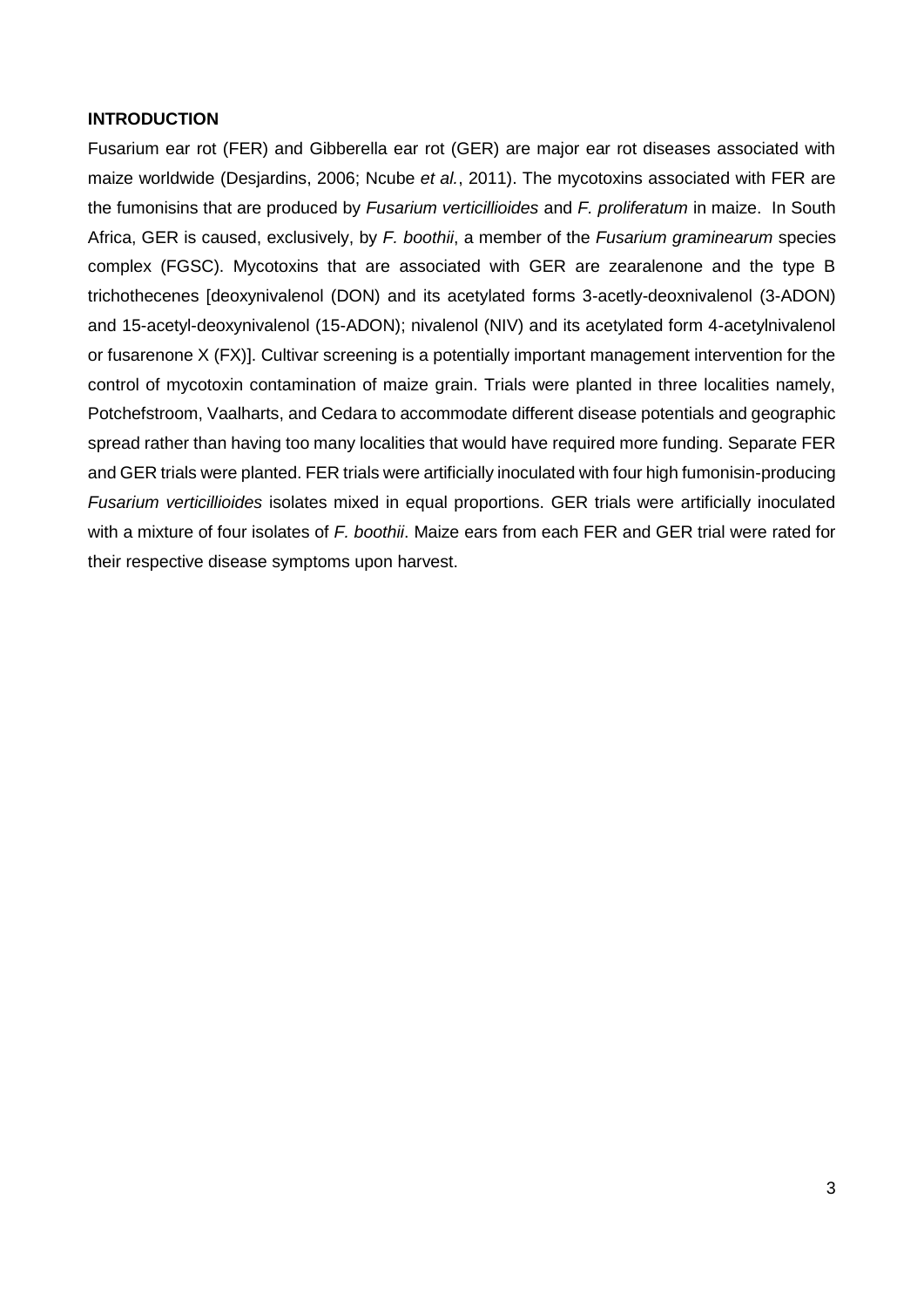**INTRODUCTION**

Fusarium ear rot (FER) and Gibberella ear rot (GER) are major ear rot diseases associated with maize worldwide (Desjardins, 2006; Ncube *et al.*, 2011). The mycotoxins associated with FER are the fumonisins that are produced by *Fusarium verticillioides* and *F. proliferatum* in maize. In South Africa, GER is caused, exclusively, by *F. boothii*, a member of the *Fusarium graminearum* species complex (FGSC). Mycotoxins that are associated with GER are zearalenone and the type B trichothecenes [deoxynivalenol (DON) and its acetylated forms 3-acetly-deoxnivalenol (3-ADON) and 15-acetyl-deoxynivalenol (15-ADON); nivalenol (NIV) and its acetylated form 4-acetylnivalenol or fusarenone X (FX)]. Cultivar screening is a potentially important management intervention for the control of mycotoxin contamination of maize grain. Trials were planted in three localities namely, Potchefstroom, Vaalharts, and Cedara to accommodate different disease potentials and geographic spread rather than having too many localities that would have required more funding. Separate FER and GER trials were planted. FER trials were artificially inoculated with four high fumonisin-producing *Fusarium verticillioides* isolates mixed in equal proportions. GER trials were artificially inoculated with a mixture of four isolates of *F. boothii*. Maize ears from each FER and GER trial were rated for their respective disease symptoms upon harvest.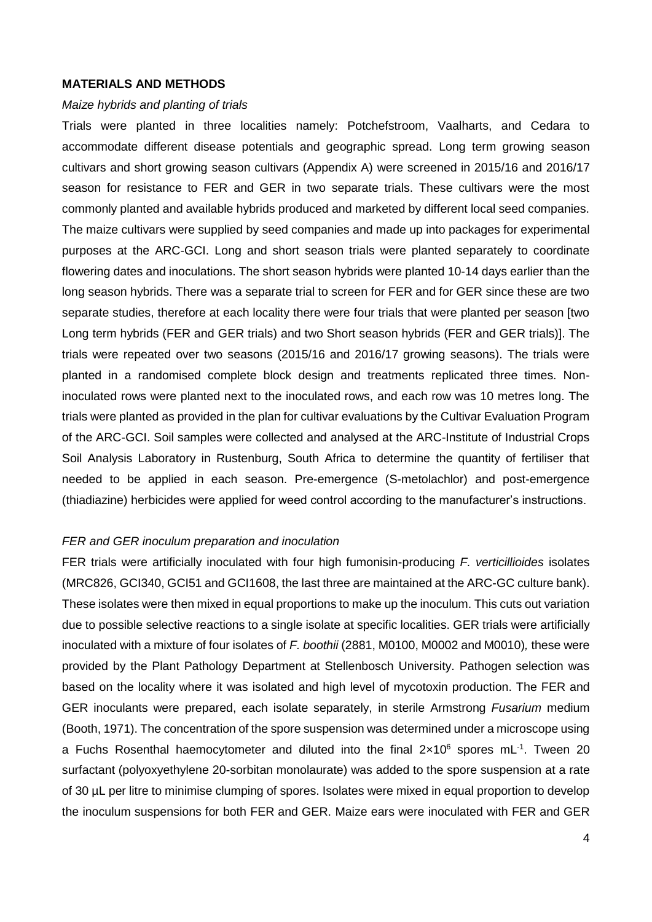**MATERIALS AND METHODS**

*Maize hybrids and planting of trials*

Trials were planted in three localities namely: Potchefstroom, Vaalharts, and Cedara to accommodate different disease potentials and geographic spread. Long term growing season cultivars and short growing season cultivars (Appendix A) were screened in 2015/16 and 2016/17 season for resistance to FER and GER in two separate trials. These cultivars were the most commonly planted and available hybrids produced and marketed by different local seed companies. The maize cultivars were supplied by seed companies and made up into packages for experimental purposes at the ARC-GCI. Long and short season trials were planted separately to coordinate flowering dates and inoculations. The short season hybrids were planted 10-14 days earlier than the long season hybrids. There was a separate trial to screen for FER and for GER since these are two separate studies, therefore at each locality there were four trials that were planted per season [two Long term hybrids (FER and GER trials) and two Short season hybrids (FER and GER trials)]. The trials were repeated over two seasons (2015/16 and 2016/17 growing seasons). The trials were planted in a randomised complete block design and treatments replicated three times. Non-inoculated rows were planted next to the inoculated rows, and each row was 10 metres long. The trials were planted as provided in the plan for cultivar evaluations by the Cultivar Evaluation Program of the ARC-GCI. Soil samples were collected and analysed at the ARC-Institute of Industrial Crops Soil Analysis Laboratory in Rustenburg, South Africa to determine the quantity of fertiliser that needed to be applied in each season. Pre-emergence (S-metolachlor) and post-emergence (thiadiazine) herbicides were applied for weed control according to the manufacturer's instructions.

*FER and GER inoculum preparation and inoculation*

FER trials were artificially inoculated with four high fumonisin-producing *F. verticillioides* isolates (MRC826, GCI340, GCI51 and GCI1608, the last three are maintained at the ARC-GC culture bank). These isolates were then mixed in equal proportions to make up the inoculum. This cuts out variation due to possible selective reactions to a single isolate at specific localities. GER trials were artificially inoculated with a mixture of four isolates of *F. boothii* (2881, M0100, M0002 and M0010), these were provided by the Plant Pathology Department at Stellenbosch University. Pathogen selection was based on the locality where it was isolated and high level of mycotoxin production. The FER and GER inoculants were prepared, each isolate separately, in sterile Armstrong *Fusarium* medium (Booth, 1971). The concentration of the spore suspension was determined under a microscope using a Fuchs Rosenthal haemocytometer and diluted into the final $2{\times}10^6$ spores $mL^{-1}$. Tween 20 surfactant (polyoxyethylene 20-sorbitan monolaurate) was added to the spore suspension at a rate of 30 µL per litre to minimise clumping of spores. Isolates were mixed in equal proportion to develop the inoculum suspensions for both FER and GER. Maize ears were inoculated with FER and GER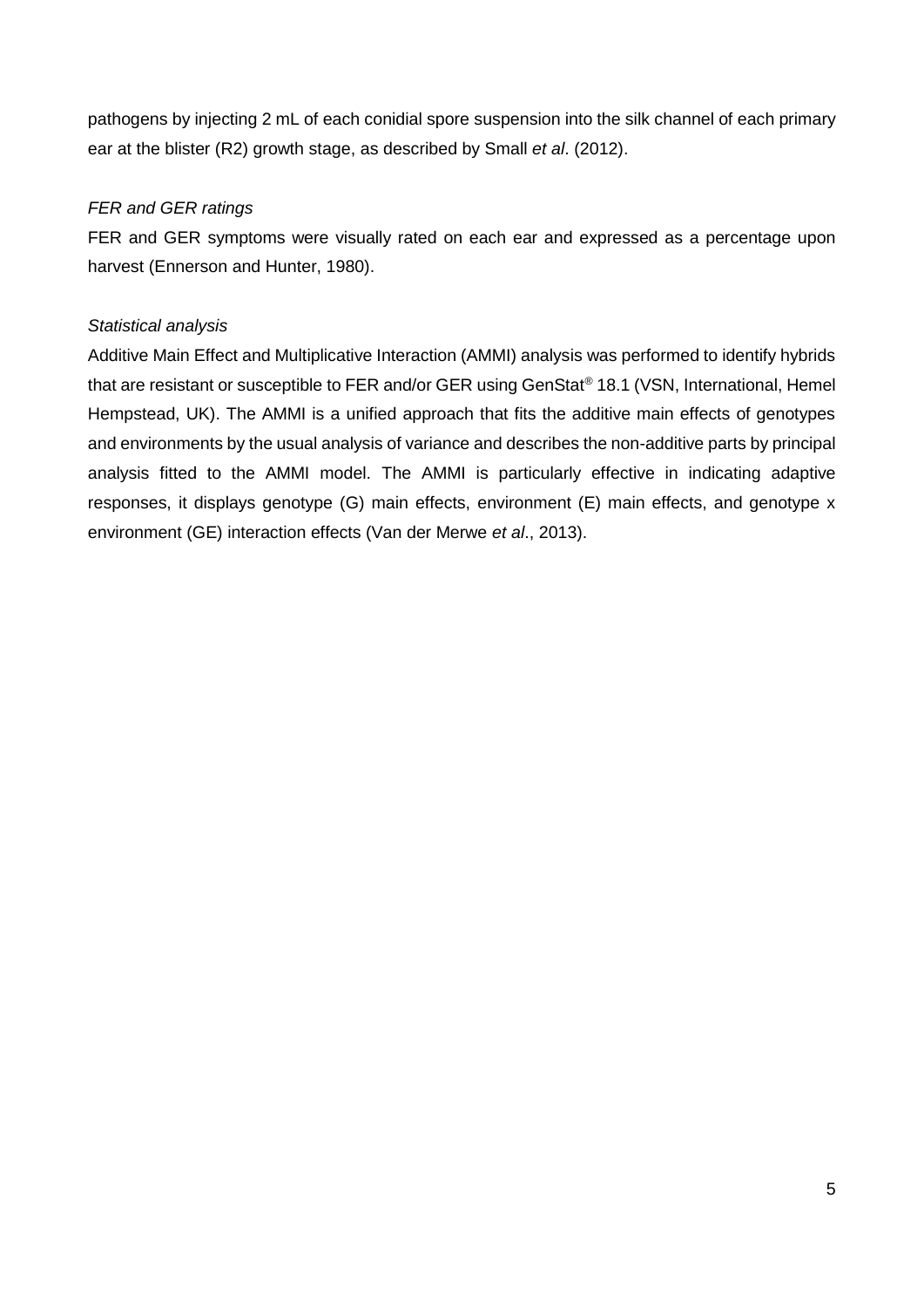pathogens by injecting 2 mL of each conidial spore suspension into the silk channel of each primary ear at the blister (R2) growth stage, as described by Small *et al*. (2012).

*FER and GER ratings*

FER and GER symptoms were visually rated on each ear and expressed as a percentage upon harvest (Ennerson and Hunter, 1980).

*Statistical analysis*

Additive Main Effect and Multiplicative Interaction (AMMI) analysis was performed to identify hybrids that are resistant or susceptible to FER and/or GER using GenStat® 18.1 (VSN, International, Hemel Hempstead, UK). The AMMI is a unified approach that fits the additive main effects of genotypes and environments by the usual analysis of variance and describes the non-additive parts by principal analysis fitted to the AMMI model. The AMMI is particularly effective in indicating adaptive responses, it displays genotype (G) main effects, environment (E) main effects, and genotype x environment (GE) interaction effects (Van der Merwe *et al*., 2013).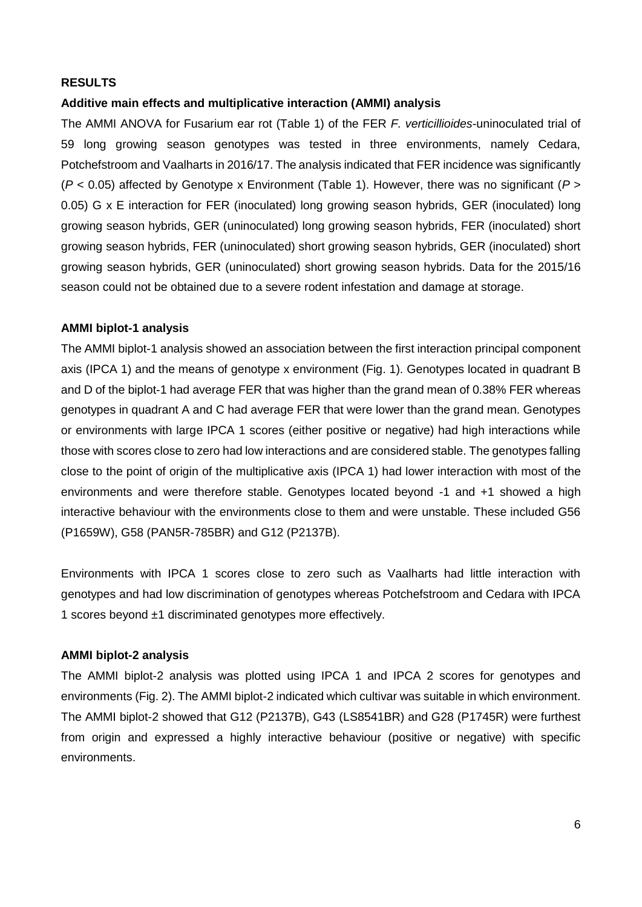## RESULTS

### Additive main effects and multiplicative interaction (AMMI) analysis

The AMMI ANOVA for Fusarium ear rot (Table 1) of the FER *F. verticillioides*-uninoculated trial of 59 long growing season genotypes was tested in three environments, namely Cedara, Potchefstroom and Vaalharts in 2016/17. The analysis indicated that FER incidence was significantly ($P < 0.05$) affected by Genotype x Environment (Table 1). However, there was no significant ($P > 0.05$) G x E interaction for FER (inoculated) long growing season hybrids, GER (inoculated) long growing season hybrids, GER (uninoculated) long growing season hybrids, FER (inoculated) short growing season hybrids, FER (uninoculated) short growing season hybrids, GER (inoculated) short growing season hybrids, GER (uninoculated) short growing season hybrids. Data for the 2015/16 season could not be obtained due to a severe rodent infestation and damage at storage.

### AMMI biplot-1 analysis

The AMMI biplot-1 analysis showed an association between the first interaction principal component axis (IPCA 1) and the means of genotype x environment (Fig. 1). Genotypes located in quadrant B and D of the biplot-1 had average FER that was higher than the grand mean of 0.38% FER whereas genotypes in quadrant A and C had average FER that were lower than the grand mean. Genotypes or environments with large IPCA 1 scores (either positive or negative) had high interactions while those with scores close to zero had low interactions and are considered stable. The genotypes falling close to the point of origin of the multiplicative axis (IPCA 1) had lower interaction with most of the environments and were therefore stable. Genotypes located beyond -1 and +1 showed a high interactive behaviour with the environments close to them and were unstable. These included G56 (P1659W), G58 (PAN5R-785BR) and G12 (P2137B).

Environments with IPCA 1 scores close to zero such as Vaalharts had little interaction with genotypes and had low discrimination of genotypes whereas Potchefstroom and Cedara with IPCA 1 scores beyond ±1 discriminated genotypes more effectively.

### AMMI biplot-2 analysis

The AMMI biplot-2 analysis was plotted using IPCA 1 and IPCA 2 scores for genotypes and environments (Fig. 2). The AMMI biplot-2 indicated which cultivar was suitable in which environment. The AMMI biplot-2 showed that G12 (P2137B), G43 (LS8541BR) and G28 (P1745R) were furthest from origin and expressed a highly interactive behaviour (positive or negative) with specific environments.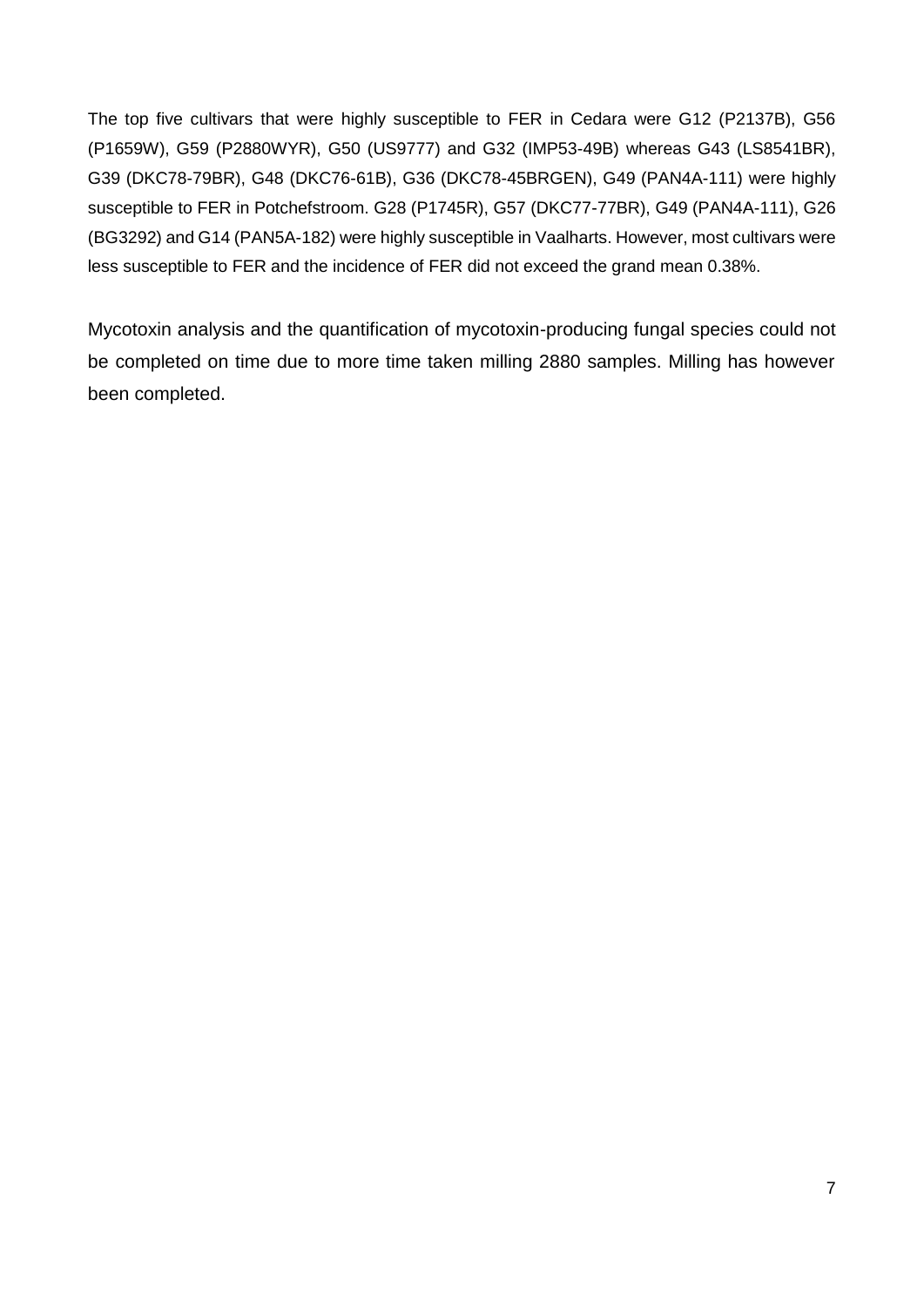The top five cultivars that were highly susceptible to FER in Cedara were G12 (P2137B), G56 (P1659W), G59 (P2880WYR), G50 (US9777) and G32 (IMP53-49B) whereas G43 (LS8541BR), G39 (DKC78-79BR), G48 (DKC76-61B), G36 (DKC78-45BRGEN), G49 (PAN4A-111) were highly susceptible to FER in Potchefstroom. G28 (P1745R), G57 (DKC77-77BR), G49 (PAN4A-111), G26 (BG3292) and G14 (PAN5A-182) were highly susceptible in Vaalharts. However, most cultivars were less susceptible to FER and the incidence of FER did not exceed the grand mean 0.38%.

Mycotoxin analysis and the quantification of mycotoxin-producing fungal species could not be completed on time due to more time taken milling 2880 samples. Milling has however been completed.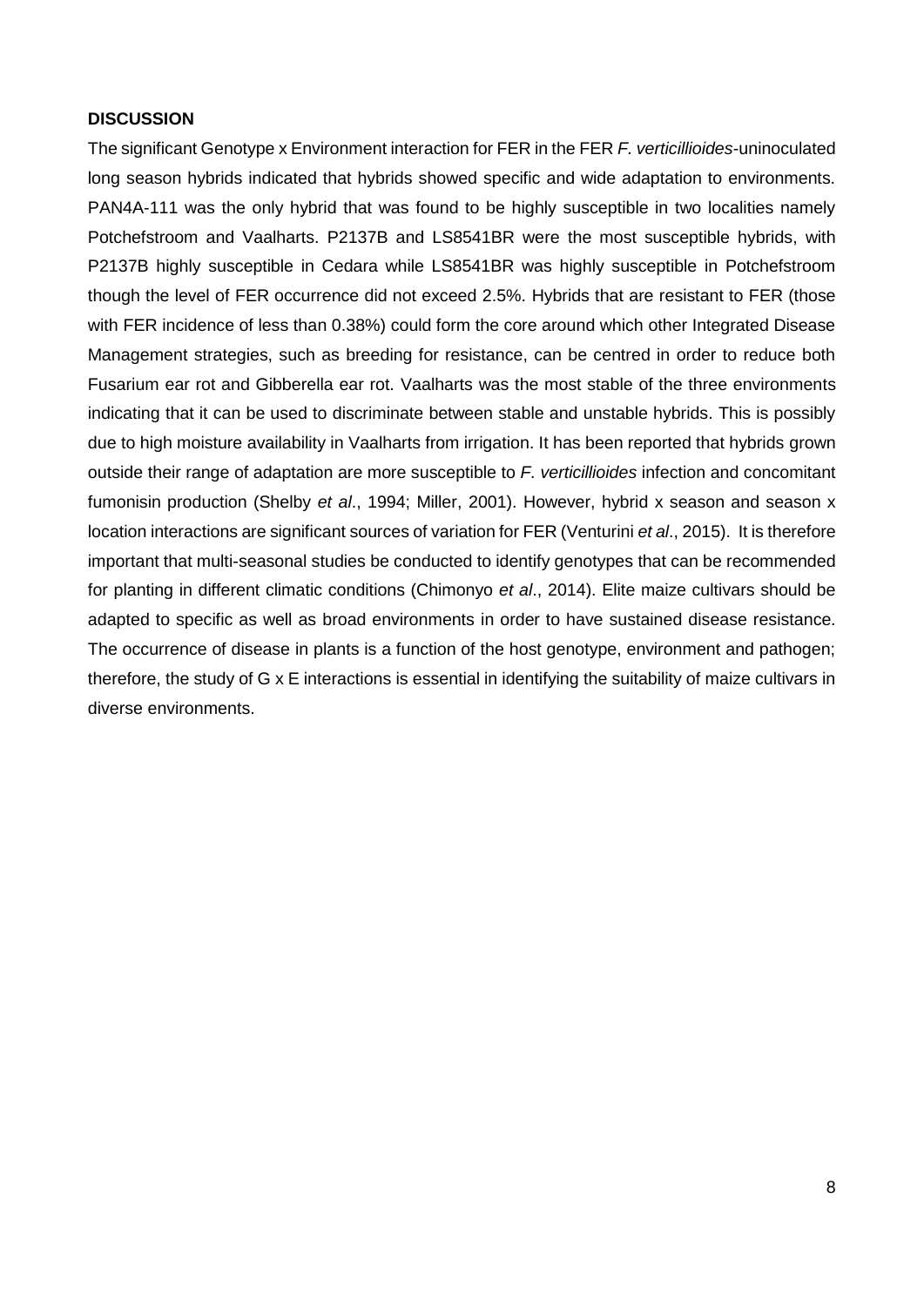**DISCUSSION**

The significant Genotype x Environment interaction for FER in the FER *F. verticillioides*-uninoculated long season hybrids indicated that hybrids showed specific and wide adaptation to environments. PAN4A-111 was the only hybrid that was found to be highly susceptible in two localities namely Potchefstroom and Vaalharts. P2137B and LS8541BR were the most susceptible hybrids, with P2137B highly susceptible in Cedara while LS8541BR was highly susceptible in Potchefstroom though the level of FER occurrence did not exceed 2.5%. Hybrids that are resistant to FER (those with FER incidence of less than 0.38%) could form the core around which other Integrated Disease Management strategies, such as breeding for resistance, can be centred in order to reduce both Fusarium ear rot and Gibberella ear rot. Vaalharts was the most stable of the three environments indicating that it can be used to discriminate between stable and unstable hybrids. This is possibly due to high moisture availability in Vaalharts from irrigation. It has been reported that hybrids grown outside their range of adaptation are more susceptible to *F. verticillioides* infection and concomitant fumonisin production (Shelby *et al*., 1994; Miller, 2001). However, hybrid x season and season x location interactions are significant sources of variation for FER (Venturini *et al*., 2015). It is therefore important that multi-seasonal studies be conducted to identify genotypes that can be recommended for planting in different climatic conditions (Chimonyo *et al*., 2014). Elite maize cultivars should be adapted to specific as well as broad environments in order to have sustained disease resistance. The occurrence of disease in plants is a function of the host genotype, environment and pathogen; therefore, the study of G x E interactions is essential in identifying the suitability of maize cultivars in diverse environments.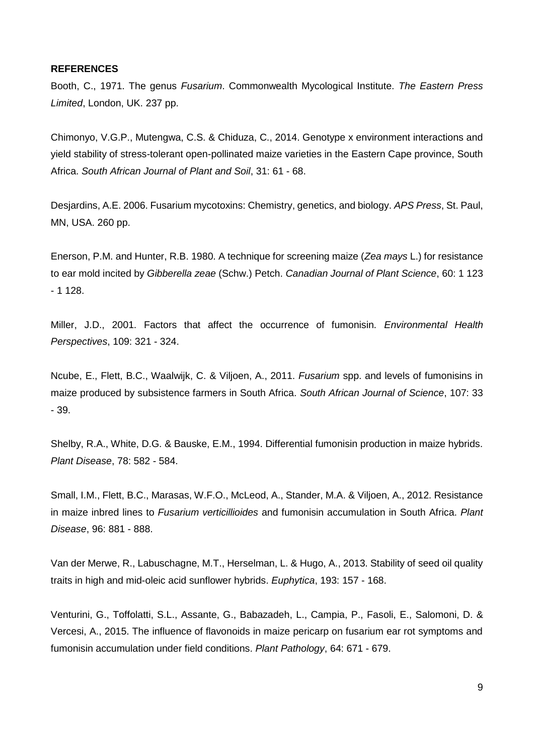**REFERENCES**

Booth, C., 1971. The genus *Fusarium*. Commonwealth Mycological Institute. *The Eastern Press Limited*, London, UK. 237 pp.

Chimonyo, V.G.P., Mutengwa, C.S. & Chiduza, C., 2014. Genotype x environment interactions and yield stability of stress-tolerant open-pollinated maize varieties in the Eastern Cape province, South Africa. *South African Journal of Plant and Soil*, 31: 61 - 68.

Desjardins, A.E. 2006. Fusarium mycotoxins: Chemistry, genetics, and biology. *APS Press*, St. Paul, MN, USA. 260 pp.

Enerson, P.M. and Hunter, R.B. 1980. A technique for screening maize (*Zea mays* L.) for resistance to ear mold incited by *Gibberella zeae* (Schw.) Petch. *Canadian Journal of Plant Science*, 60: 1 123 - 1 128.

Miller, J.D., 2001. Factors that affect the occurrence of fumonisin. *Environmental Health Perspectives*, 109: 321 - 324.

Ncube, E., Flett, B.C., Waalwijk, C. & Viljoen, A., 2011. *Fusarium* spp. and levels of fumonisins in maize produced by subsistence farmers in South Africa. *South African Journal of Science*, 107: 33 - 39.

Shelby, R.A., White, D.G. & Bauske, E.M., 1994. Differential fumonisin production in maize hybrids. *Plant Disease*, 78: 582 - 584.

Small, I.M., Flett, B.C., Marasas, W.F.O., McLeod, A., Stander, M.A. & Viljoen, A., 2012. Resistance in maize inbred lines to *Fusarium verticillioides* and fumonisin accumulation in South Africa. *Plant Disease*, 96: 881 - 888.

Van der Merwe, R., Labuschagne, M.T., Herselman, L. & Hugo, A., 2013. Stability of seed oil quality traits in high and mid-oleic acid sunflower hybrids. *Euphytica*, 193: 157 - 168.

Venturini, G., Toffolatti, S.L., Assante, G., Babazadeh, L., Campia, P., Fasoli, E., Salomoni, D. & Vercesi, A., 2015. The influence of flavonoids in maize pericarp on fusarium ear rot symptoms and fumonisin accumulation under field conditions. *Plant Pathology*, 64: 671 - 679.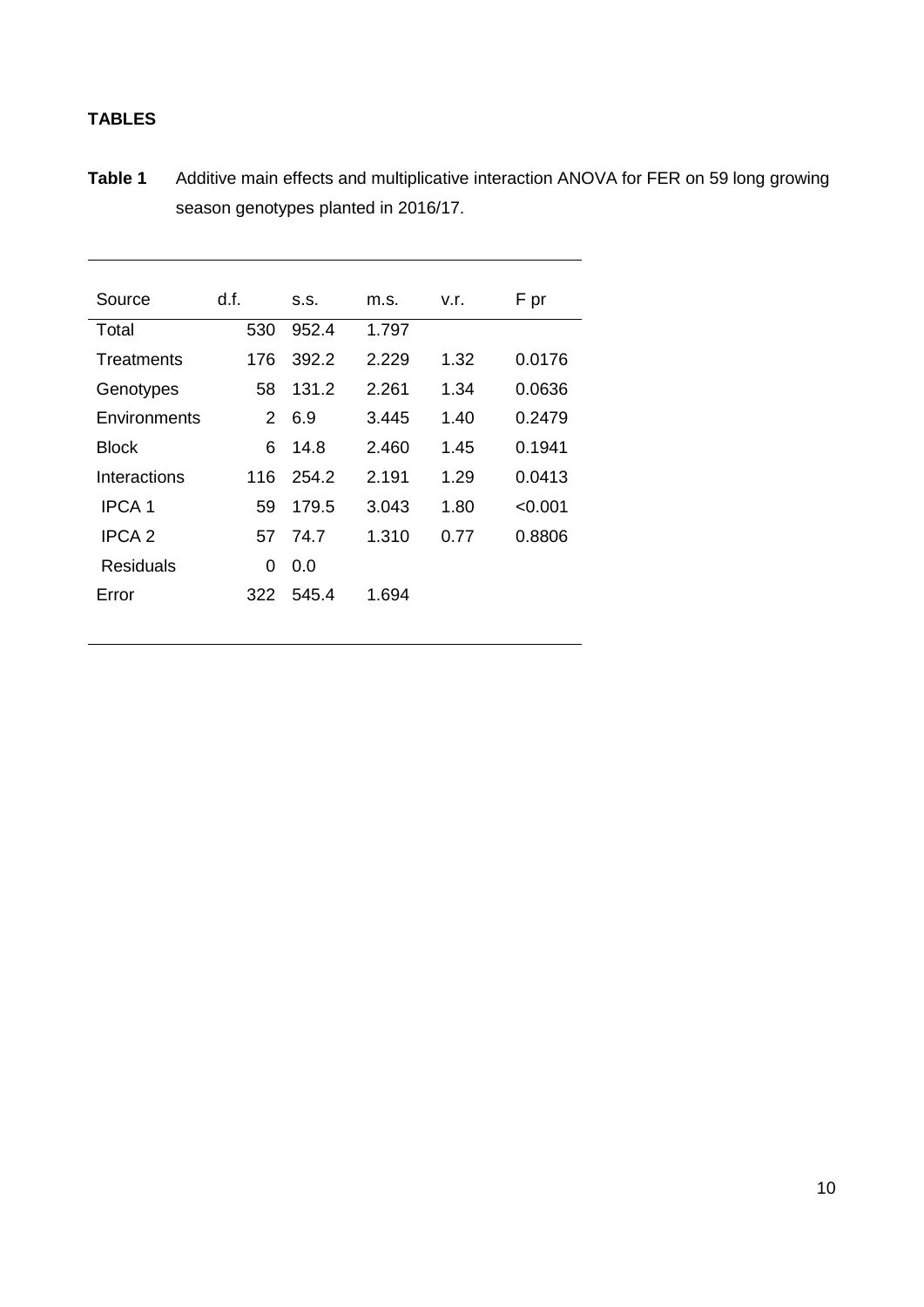**TABLES**

**Table 1** Additive main effects and multiplicative interaction ANOVA for FER on 59 long growing season genotypes planted in 2016/17.

| Source | d.f. | s.s. | m.s. | v.r. | F pr |
|---|---|---|---|---|---|
| Total | 530 | 952.4 | 1.797 | | |
| Treatments | 176 | 392.2 | 2.229 | 1.32 | 0.0176 |
| Genotypes | 58 | 131.2 | 2.261 | 1.34 | 0.0636 |
| Environments | 2 | 6.9 | 3.445 | 1.40 | 0.2479 |
| Block | 6 | 14.8 | 2.460 | 1.45 | 0.1941 |
| Interactions | 116 | 254.2 | 2.191 | 1.29 | 0.0413 |
| IPCA 1 | 59 | 179.5 | 3.043 | 1.80 | <0.001 |
| IPCA 2 | 57 | 74.7 | 1.310 | 0.77 | 0.8806 |
| Residuals | 0 | 0.0 | | | |
| Error | 322 | 545.4 | 1.694 | | |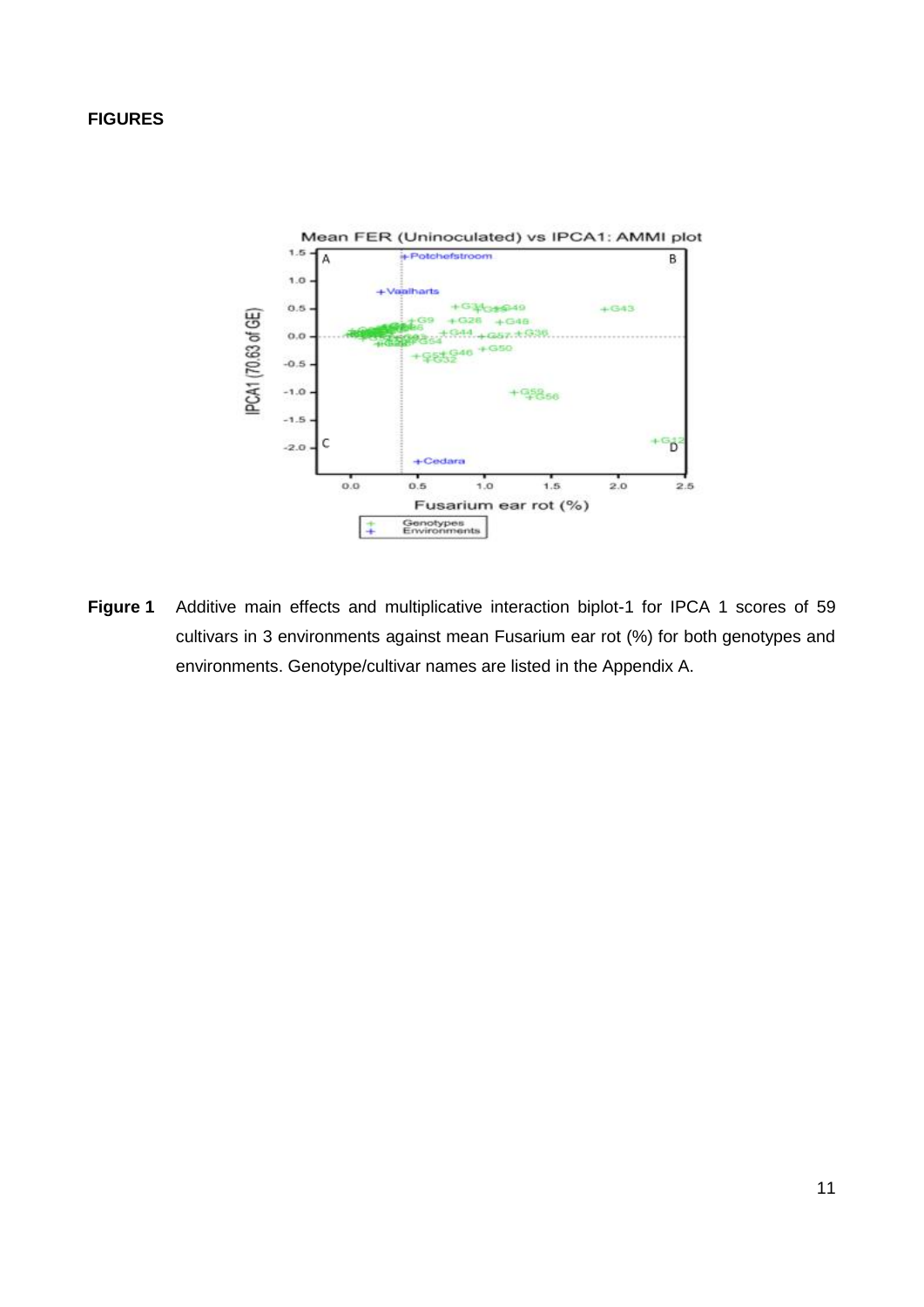**FIGURES**

**Figure 1** Additive main effects and multiplicative interaction biplot-1 for IPCA 1 scores of 59 cultivars in 3 environments against mean Fusarium ear rot (%) for both genotypes and environments. Genotype/cultivar names are listed in the Appendix A.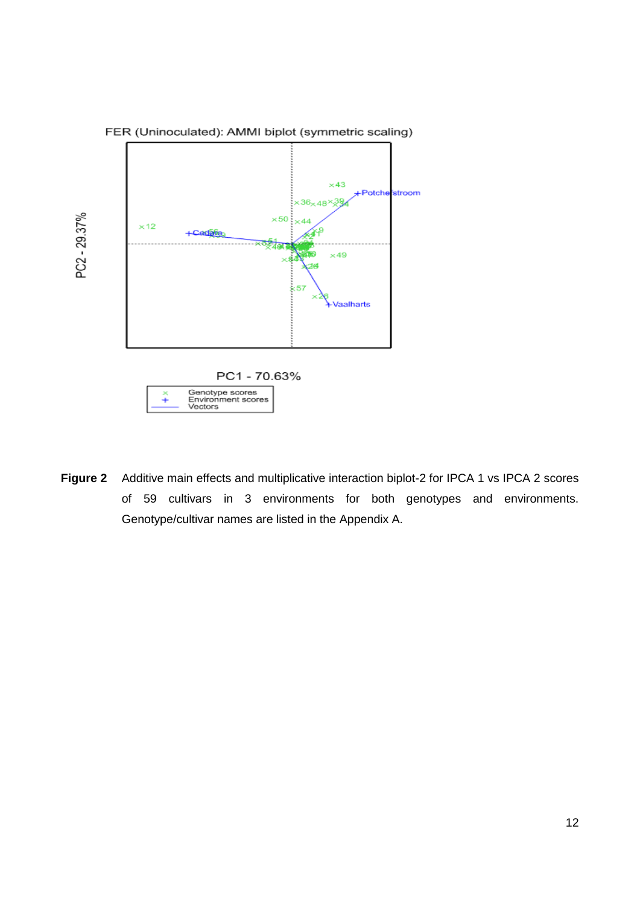FER (Uninoculated): AMMI biplot (symmetric scaling)

**Figure 2** Additive main effects and multiplicative interaction biplot-2 for IPCA 1 vs IPCA 2 scores of 59 cultivars in 3 environments for both genotypes and environments. Genotype/cultivar names are listed in the Appendix A.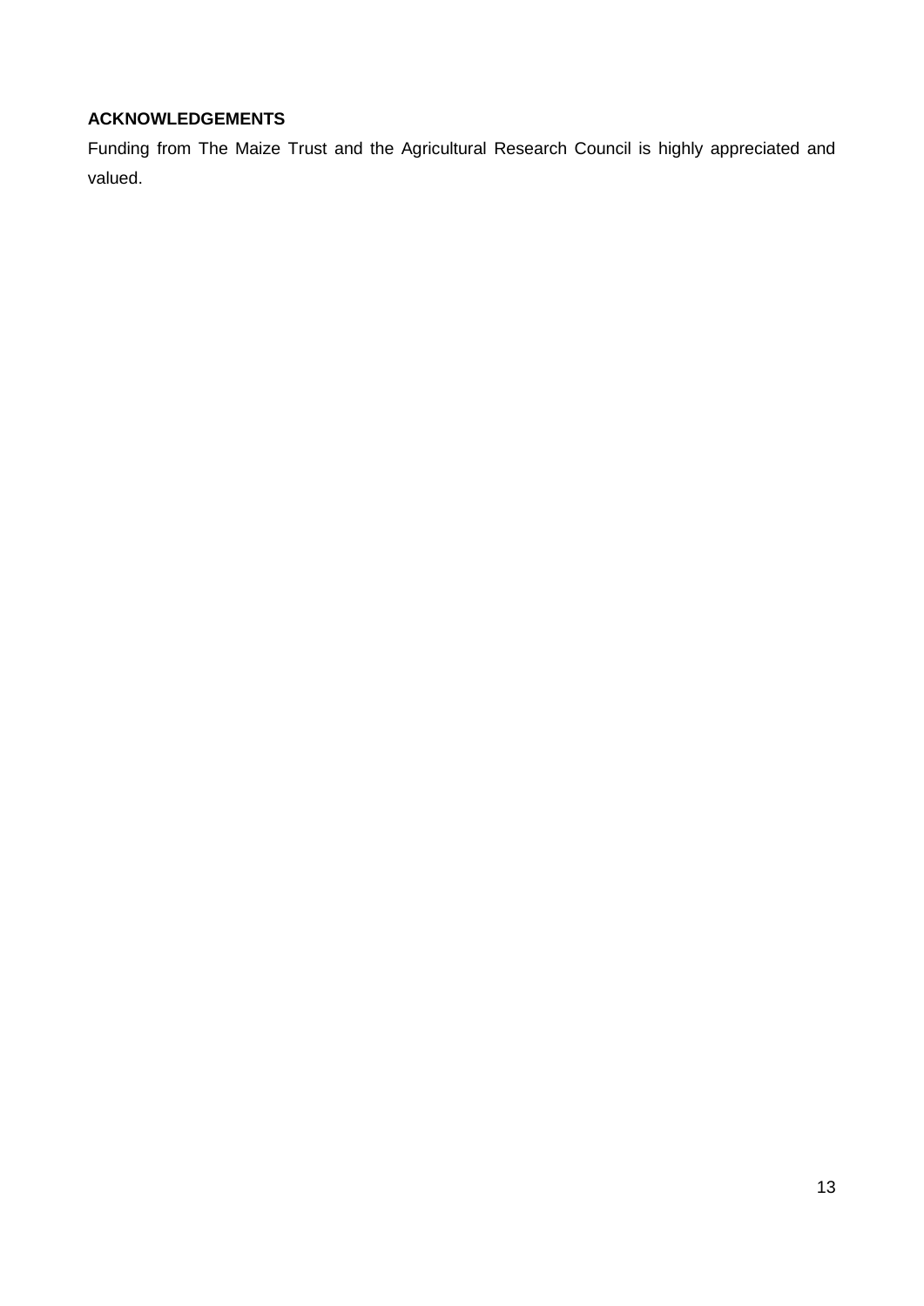**ACKNOWLEDGEMENTS**

Funding from The Maize Trust and the Agricultural Research Council is highly appreciated and valued.